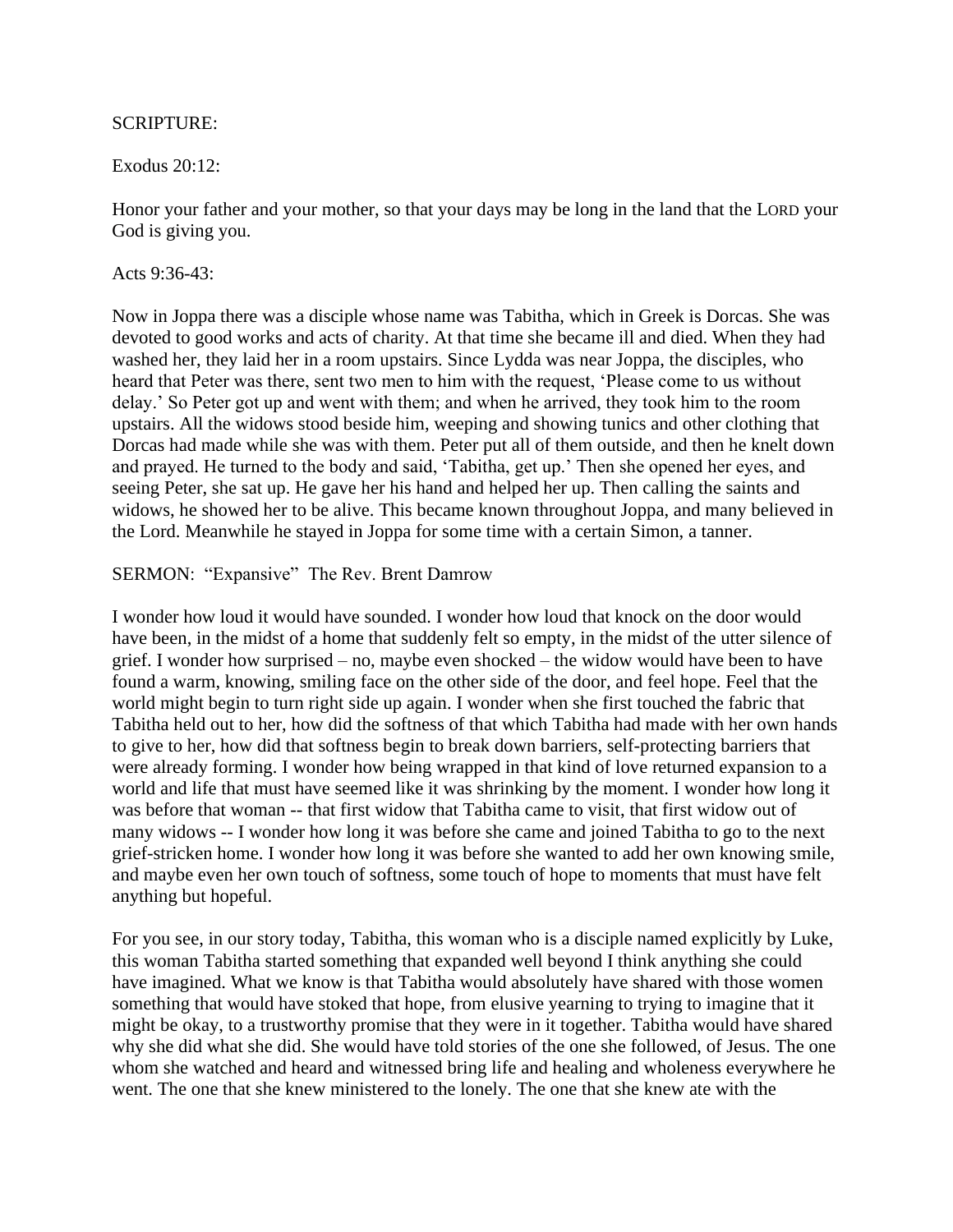SCRIPTURE:

Exodus 20:12:

Honor your father and your mother, so that your days may be long in the land that the LORD your God is giving you.

Acts 9:36-43:

Now in Joppa there was a disciple whose name was Tabitha, which in Greek is Dorcas. She was devoted to good works and acts of charity. At that time she became ill and died. When they had washed her, they laid her in a room upstairs. Since Lydda was near Joppa, the disciples, who heard that Peter was there, sent two men to him with the request, 'Please come to us without delay.' So Peter got up and went with them; and when he arrived, they took him to the room upstairs. All the widows stood beside him, weeping and showing tunics and other clothing that Dorcas had made while she was with them. Peter put all of them outside, and then he knelt down and prayed. He turned to the body and said, 'Tabitha, get up.' Then she opened her eyes, and seeing Peter, she sat up. He gave her his hand and helped her up. Then calling the saints and widows, he showed her to be alive. This became known throughout Joppa, and many believed in the Lord. Meanwhile he stayed in Joppa for some time with a certain Simon, a tanner.

SERMON: "Expansive" The Rev. Brent Damrow

I wonder how loud it would have sounded. I wonder how loud that knock on the door would have been, in the midst of a home that suddenly felt so empty, in the midst of the utter silence of grief. I wonder how surprised – no, maybe even shocked – the widow would have been to have found a warm, knowing, smiling face on the other side of the door, and feel hope. Feel that the world might begin to turn right side up again. I wonder when she first touched the fabric that Tabitha held out to her, how did the softness of that which Tabitha had made with her own hands to give to her, how did that softness begin to break down barriers, self-protecting barriers that were already forming. I wonder how being wrapped in that kind of love returned expansion to a world and life that must have seemed like it was shrinking by the moment. I wonder how long it was before that woman -- that first widow that Tabitha came to visit, that first widow out of many widows -- I wonder how long it was before she came and joined Tabitha to go to the next grief-stricken home. I wonder how long it was before she wanted to add her own knowing smile, and maybe even her own touch of softness, some touch of hope to moments that must have felt anything but hopeful.

For you see, in our story today, Tabitha, this woman who is a disciple named explicitly by Luke, this woman Tabitha started something that expanded well beyond I think anything she could have imagined. What we know is that Tabitha would absolutely have shared with those women something that would have stoked that hope, from elusive yearning to trying to imagine that it might be okay, to a trustworthy promise that they were in it together. Tabitha would have shared why she did what she did. She would have told stories of the one she followed, of Jesus. The one whom she watched and heard and witnessed bring life and healing and wholeness everywhere he went. The one that she knew ministered to the lonely. The one that she knew ate with the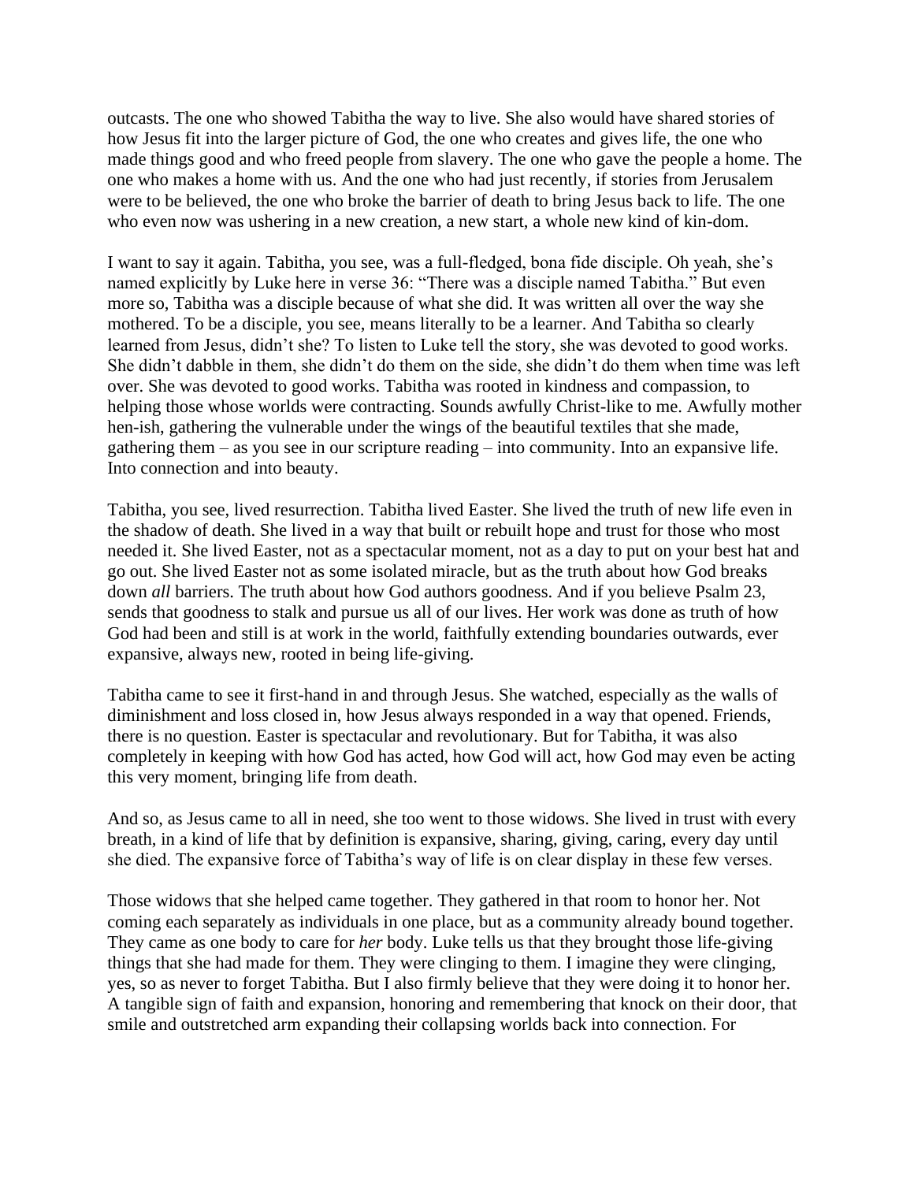outcasts. The one who showed Tabitha the way to live. She also would have shared stories of how Jesus fit into the larger picture of God, the one who creates and gives life, the one who made things good and who freed people from slavery. The one who gave the people a home. The one who makes a home with us. And the one who had just recently, if stories from Jerusalem were to be believed, the one who broke the barrier of death to bring Jesus back to life. The one who even now was ushering in a new creation, a new start, a whole new kind of kin-dom.

I want to say it again. Tabitha, you see, was a full-fledged, bona fide disciple. Oh yeah, she's named explicitly by Luke here in verse 36: "There was a disciple named Tabitha." But even more so, Tabitha was a disciple because of what she did. It was written all over the way she mothered. To be a disciple, you see, means literally to be a learner. And Tabitha so clearly learned from Jesus, didn't she? To listen to Luke tell the story, she was devoted to good works. She didn't dabble in them, she didn't do them on the side, she didn't do them when time was left over. She was devoted to good works. Tabitha was rooted in kindness and compassion, to helping those whose worlds were contracting. Sounds awfully Christ-like to me. Awfully mother hen-ish, gathering the vulnerable under the wings of the beautiful textiles that she made, gathering them – as you see in our scripture reading – into community. Into an expansive life. Into connection and into beauty.

Tabitha, you see, lived resurrection. Tabitha lived Easter. She lived the truth of new life even in the shadow of death. She lived in a way that built or rebuilt hope and trust for those who most needed it. She lived Easter, not as a spectacular moment, not as a day to put on your best hat and go out. She lived Easter not as some isolated miracle, but as the truth about how God breaks down *all* barriers. The truth about how God authors goodness. And if you believe Psalm 23, sends that goodness to stalk and pursue us all of our lives. Her work was done as truth of how God had been and still is at work in the world, faithfully extending boundaries outwards, ever expansive, always new, rooted in being life-giving.

Tabitha came to see it first-hand in and through Jesus. She watched, especially as the walls of diminishment and loss closed in, how Jesus always responded in a way that opened. Friends, there is no question. Easter is spectacular and revolutionary. But for Tabitha, it was also completely in keeping with how God has acted, how God will act, how God may even be acting this very moment, bringing life from death.

And so, as Jesus came to all in need, she too went to those widows. She lived in trust with every breath, in a kind of life that by definition is expansive, sharing, giving, caring, every day until she died. The expansive force of Tabitha's way of life is on clear display in these few verses.

Those widows that she helped came together. They gathered in that room to honor her. Not coming each separately as individuals in one place, but as a community already bound together. They came as one body to care for *her* body. Luke tells us that they brought those life-giving things that she had made for them. They were clinging to them. I imagine they were clinging, yes, so as never to forget Tabitha. But I also firmly believe that they were doing it to honor her. A tangible sign of faith and expansion, honoring and remembering that knock on their door, that smile and outstretched arm expanding their collapsing worlds back into connection. For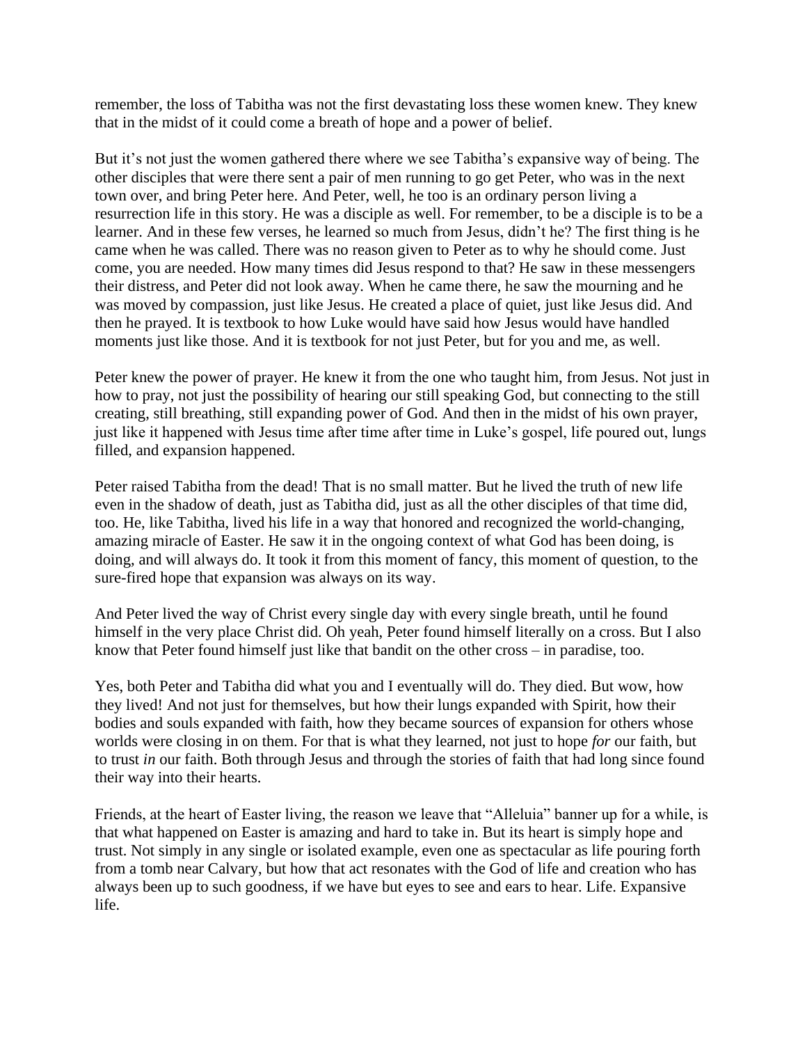remember, the loss of Tabitha was not the first devastating loss these women knew. They knew that in the midst of it could come a breath of hope and a power of belief.

But it's not just the women gathered there where we see Tabitha's expansive way of being. The other disciples that were there sent a pair of men running to go get Peter, who was in the next town over, and bring Peter here. And Peter, well, he too is an ordinary person living a resurrection life in this story. He was a disciple as well. For remember, to be a disciple is to be a learner. And in these few verses, he learned so much from Jesus, didn't he? The first thing is he came when he was called. There was no reason given to Peter as to why he should come. Just come, you are needed. How many times did Jesus respond to that? He saw in these messengers their distress, and Peter did not look away. When he came there, he saw the mourning and he was moved by compassion, just like Jesus. He created a place of quiet, just like Jesus did. And then he prayed. It is textbook to how Luke would have said how Jesus would have handled moments just like those. And it is textbook for not just Peter, but for you and me, as well.

Peter knew the power of prayer. He knew it from the one who taught him, from Jesus. Not just in how to pray, not just the possibility of hearing our still speaking God, but connecting to the still creating, still breathing, still expanding power of God. And then in the midst of his own prayer, just like it happened with Jesus time after time after time in Luke's gospel, life poured out, lungs filled, and expansion happened.

Peter raised Tabitha from the dead! That is no small matter. But he lived the truth of new life even in the shadow of death, just as Tabitha did, just as all the other disciples of that time did, too. He, like Tabitha, lived his life in a way that honored and recognized the world-changing, amazing miracle of Easter. He saw it in the ongoing context of what God has been doing, is doing, and will always do. It took it from this moment of fancy, this moment of question, to the sure-fired hope that expansion was always on its way.

And Peter lived the way of Christ every single day with every single breath, until he found himself in the very place Christ did. Oh yeah, Peter found himself literally on a cross. But I also know that Peter found himself just like that bandit on the other cross – in paradise, too.

Yes, both Peter and Tabitha did what you and I eventually will do. They died. But wow, how they lived! And not just for themselves, but how their lungs expanded with Spirit, how their bodies and souls expanded with faith, how they became sources of expansion for others whose worlds were closing in on them. For that is what they learned, not just to hope *for* our faith, but to trust *in* our faith. Both through Jesus and through the stories of faith that had long since found their way into their hearts.

Friends, at the heart of Easter living, the reason we leave that "Alleluia" banner up for a while, is that what happened on Easter is amazing and hard to take in. But its heart is simply hope and trust. Not simply in any single or isolated example, even one as spectacular as life pouring forth from a tomb near Calvary, but how that act resonates with the God of life and creation who has always been up to such goodness, if we have but eyes to see and ears to hear. Life. Expansive life.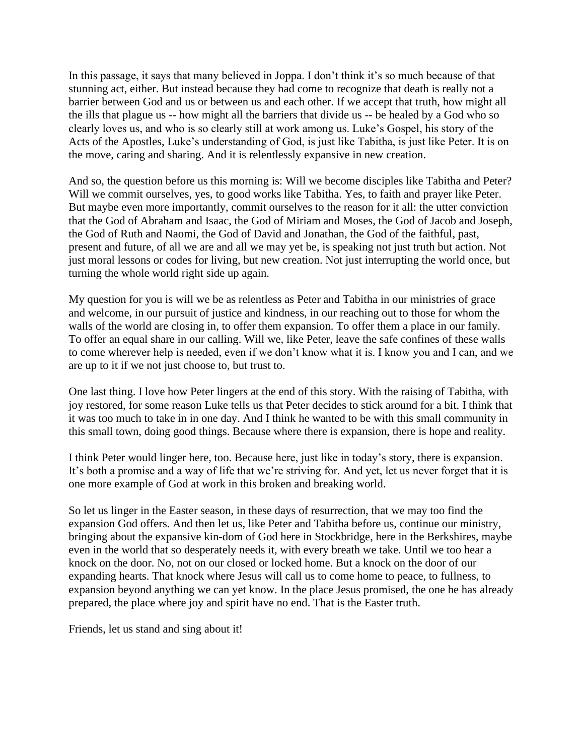In this passage, it says that many believed in Joppa. I don't think it's so much because of that stunning act, either. But instead because they had come to recognize that death is really not a barrier between God and us or between us and each other. If we accept that truth, how might all the ills that plague us -- how might all the barriers that divide us -- be healed by a God who so clearly loves us, and who is so clearly still at work among us. Luke's Gospel, his story of the Acts of the Apostles, Luke's understanding of God, is just like Tabitha, is just like Peter. It is on the move, caring and sharing. And it is relentlessly expansive in new creation.

And so, the question before us this morning is: Will we become disciples like Tabitha and Peter? Will we commit ourselves, yes, to good works like Tabitha. Yes, to faith and prayer like Peter. But maybe even more importantly, commit ourselves to the reason for it all: the utter conviction that the God of Abraham and Isaac, the God of Miriam and Moses, the God of Jacob and Joseph, the God of Ruth and Naomi, the God of David and Jonathan, the God of the faithful, past, present and future, of all we are and all we may yet be, is speaking not just truth but action. Not just moral lessons or codes for living, but new creation. Not just interrupting the world once, but turning the whole world right side up again.

My question for you is will we be as relentless as Peter and Tabitha in our ministries of grace and welcome, in our pursuit of justice and kindness, in our reaching out to those for whom the walls of the world are closing in, to offer them expansion. To offer them a place in our family. To offer an equal share in our calling. Will we, like Peter, leave the safe confines of these walls to come wherever help is needed, even if we don't know what it is. I know you and I can, and we are up to it if we not just choose to, but trust to.

One last thing. I love how Peter lingers at the end of this story. With the raising of Tabitha, with joy restored, for some reason Luke tells us that Peter decides to stick around for a bit. I think that it was too much to take in in one day. And I think he wanted to be with this small community in this small town, doing good things. Because where there is expansion, there is hope and reality.

I think Peter would linger here, too. Because here, just like in today's story, there is expansion. It's both a promise and a way of life that we're striving for. And yet, let us never forget that it is one more example of God at work in this broken and breaking world.

So let us linger in the Easter season, in these days of resurrection, that we may too find the expansion God offers. And then let us, like Peter and Tabitha before us, continue our ministry, bringing about the expansive kin-dom of God here in Stockbridge, here in the Berkshires, maybe even in the world that so desperately needs it, with every breath we take. Until we too hear a knock on the door. No, not on our closed or locked home. But a knock on the door of our expanding hearts. That knock where Jesus will call us to come home to peace, to fullness, to expansion beyond anything we can yet know. In the place Jesus promised, the one he has already prepared, the place where joy and spirit have no end. That is the Easter truth.

Friends, let us stand and sing about it!